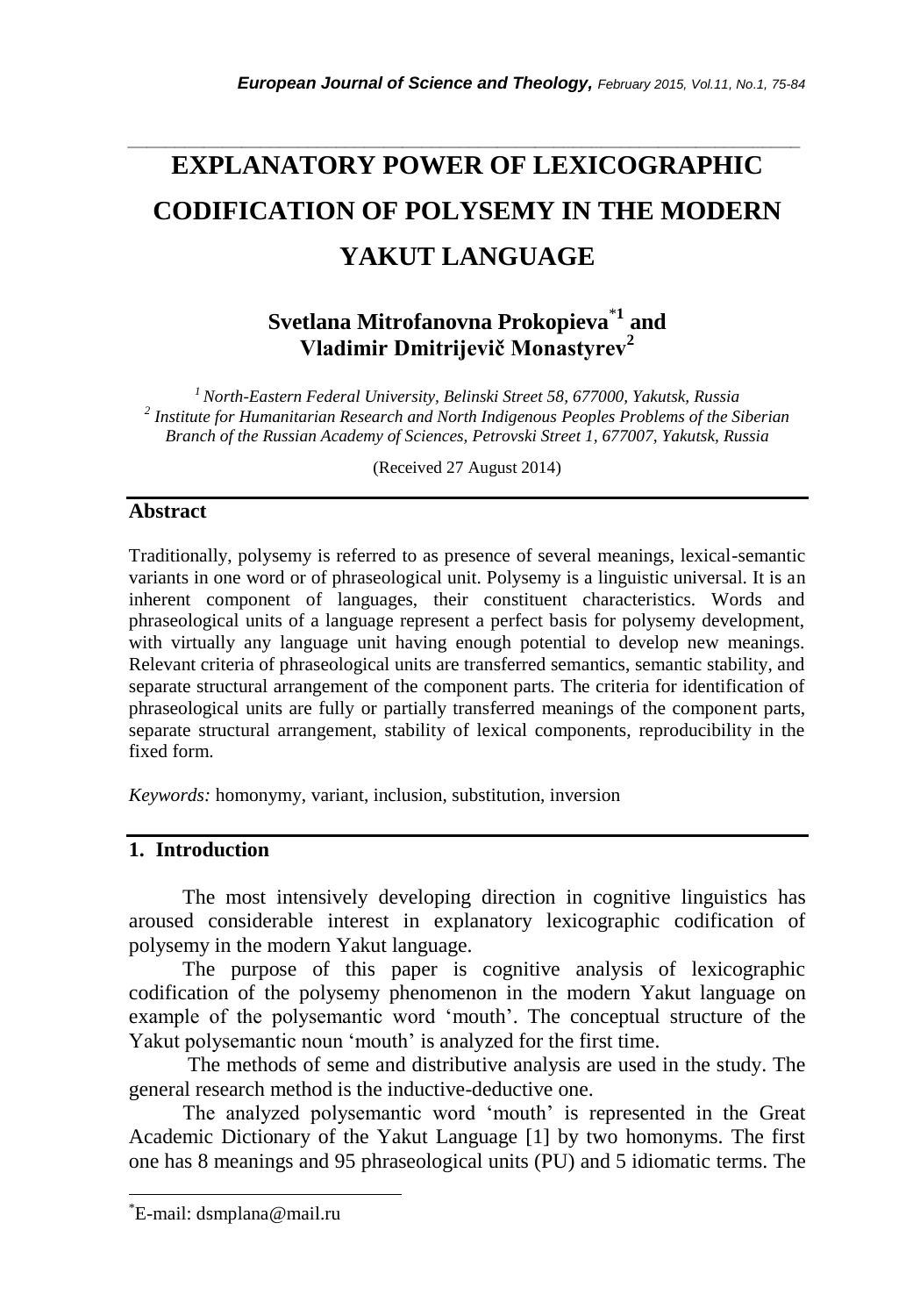# EXPLANATORY POWER OF LEXICOGRAPHIC CODIFICATION OF POLYSEMY IN THE MODERN YAKUT LANGUAGE

**Svetlana Mitrofanovna Prokopieva**[*1] **and Vladimir Dmitrijevič Monastyrev**[2]

[1] *North-Eastern Federal University, Belinski Street 58, 677000, Yakutsk, Russia*
[2] *Institute for Humanitarian Research and North Indigenous Peoples Problems of the Siberian Branch of the Russian Academy of Sciences, Petrovski Street 1, 677007, Yakutsk, Russia*

(Received 27 August 2014)

## Abstract

Traditionally, polysemy is referred to as presence of several meanings, lexical-semantic variants in one word or of phraseological unit. Polysemy is a linguistic universal. It is an inherent component of languages, their constituent characteristics. Words and phraseological units of a language represent a perfect basis for polysemy development, with virtually any language unit having enough potential to develop new meanings. Relevant criteria of phraseological units are transferred semantics, semantic stability, and separate structural arrangement of the component parts. The criteria for identification of phraseological units are fully or partially transferred meanings of the component parts, separate structural arrangement, stability of lexical components, reproducibility in the fixed form.

*Keywords:* homonymy, variant, inclusion, substitution, inversion

## 1. Introduction

The most intensively developing direction in cognitive linguistics has aroused considerable interest in explanatory lexicographic codification of polysemy in the modern Yakut language.

The purpose of this paper is cognitive analysis of lexicographic codification of the polysemy phenomenon in the modern Yakut language on example of the polysemantic word 'mouth'. The conceptual structure of the Yakut polysemantic noun 'mouth' is analyzed for the first time.

The methods of seme and distributive analysis are used in the study. The general research method is the inductive-deductive one.

The analyzed polysemantic word 'mouth' is represented in the Great Academic Dictionary of the Yakut Language [1] by two homonyms. The first one has 8 meanings and 95 phraseological units (PU) and 5 idiomatic terms. The

---

*E-mail: dsmplana@mail.ru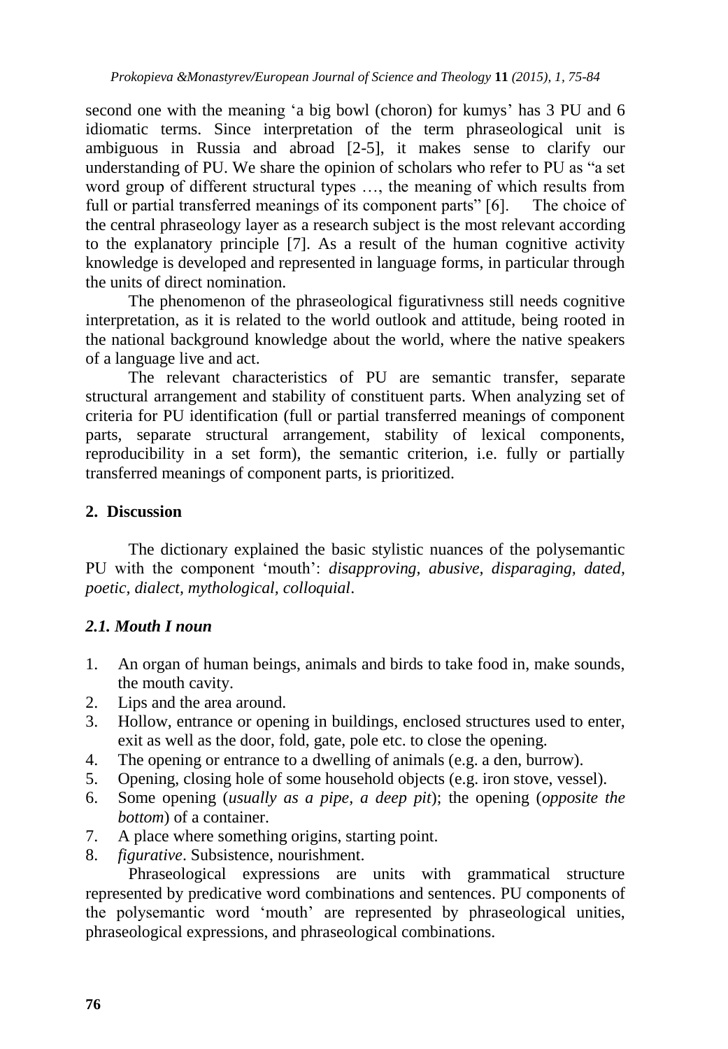second one with the meaning 'a big bowl (choron) for kumys' has 3 PU and 6 idiomatic terms. Since interpretation of the term phraseological unit is ambiguous in Russia and abroad [2-5], it makes sense to clarify our understanding of PU. We share the opinion of scholars who refer to PU as "a set word group of different structural types …, the meaning of which results from full or partial transferred meanings of its component parts" [6]. The choice of the central phraseology layer as a research subject is the most relevant according to the explanatory principle [7]. As a result of the human cognitive activity knowledge is developed and represented in language forms, in particular through the units of direct nomination.

The phenomenon of the phraseological figurativness still needs cognitive interpretation, as it is related to the world outlook and attitude, being rooted in the national background knowledge about the world, where the native speakers of a language live and act.

The relevant characteristics of PU are semantic transfer, separate structural arrangement and stability of constituent parts. When analyzing set of criteria for PU identification (full or partial transferred meanings of component parts, separate structural arrangement, stability of lexical components, reproducibility in a set form), the semantic criterion, i.e. fully or partially transferred meanings of component parts, is prioritized.

## 2. Discussion

The dictionary explained the basic stylistic nuances of the polysemantic PU with the component 'mouth': *disapproving, abusive, disparaging, dated, poetic, dialect, mythological, colloquial*.

### *2.1. Mouth I noun*

1. An organ of human beings, animals and birds to take food in, make sounds, the mouth cavity.
2. Lips and the area around.
3. Hollow, entrance or opening in buildings, enclosed structures used to enter, exit as well as the door, fold, gate, pole etc. to close the opening.
4. The opening or entrance to a dwelling of animals (e.g. a den, burrow).
5. Opening, closing hole of some household objects (e.g. iron stove, vessel).
6. Some opening (*usually as a pipe, a deep pit*); the opening (*opposite the bottom*) of a container.
7. A place where something origins, starting point.
8. *figurative*. Subsistence, nourishment.

Phraseological expressions are units with grammatical structure represented by predicative word combinations and sentences. PU components of the polysemantic word 'mouth' are represented by phraseological unities, phraseological expressions, and phraseological combinations.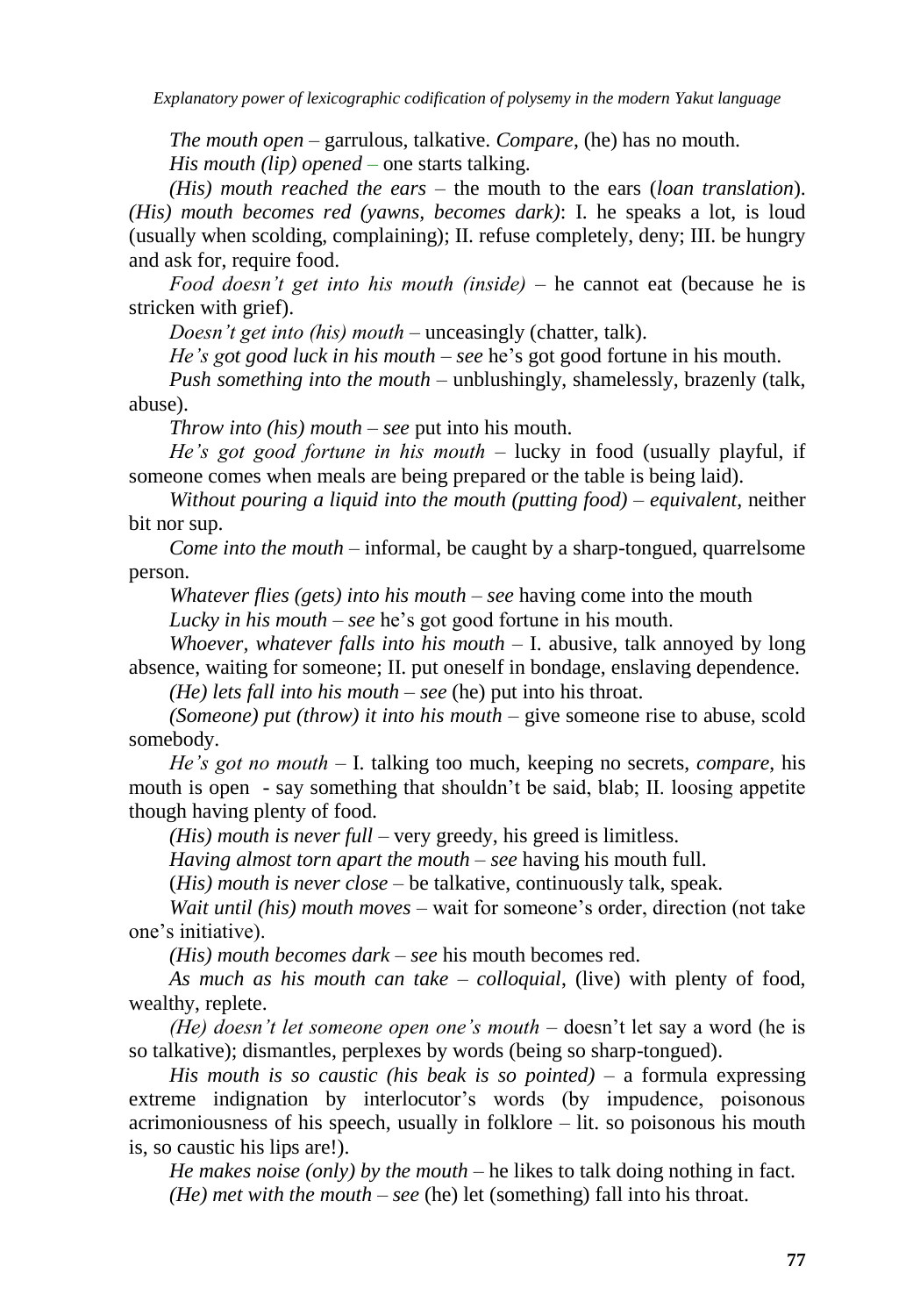*The mouth open* – garrulous, talkative. *Compare*, (he) has no mouth.

*His mouth (lip) opened* – one starts talking.

*(His) mouth reached the ears* – the mouth to the ears (*loan translation*). *(His) mouth becomes red (yawns, becomes dark)*: I. he speaks a lot, is loud (usually when scolding, complaining); II. refuse completely, deny; III. be hungry and ask for, require food.

*Food doesn't get into his mouth (inside)* – he cannot eat (because he is stricken with grief).

*Doesn't get into (his) mouth* – unceasingly (chatter, talk).

*He's got good luck in his mouth* – *see* he's got good fortune in his mouth.

*Push something into the mouth* – unblushingly, shamelessly, brazenly (talk, abuse).

*Throw into (his) mouth* – *see* put into his mouth.

*He's got good fortune in his mouth* – lucky in food (usually playful, if someone comes when meals are being prepared or the table is being laid).

*Without pouring a liquid into the mouth (putting food)* – *equivalent*, neither bit nor sup.

*Come into the mouth* – informal, be caught by a sharp-tongued, quarrelsome person.

*Whatever flies (gets) into his mouth* – *see* having come into the mouth

*Lucky in his mouth* – *see* he's got good fortune in his mouth.

*Whoever, whatever falls into his mouth* – I. abusive, talk annoyed by long absence, waiting for someone; II. put oneself in bondage, enslaving dependence.

*(He) lets fall into his mouth* – *see* (he) put into his throat.

*(Someone) put (throw) it into his mouth* – give someone rise to abuse, scold somebody.

*He's got no mouth* – I. talking too much, keeping no secrets, *compare*, his mouth is open - say something that shouldn't be said, blab; II. loosing appetite though having plenty of food.

*(His) mouth is never full* – very greedy, his greed is limitless.

*Having almost torn apart the mouth* – *see* having his mouth full.

(*His) mouth is never close* – be talkative, continuously talk, speak.

*Wait until (his) mouth moves* – wait for someone's order, direction (not take one's initiative).

*(His) mouth becomes dark* – *see* his mouth becomes red.

*As much as his mouth can take* – *colloquial*, (live) with plenty of food, wealthy, replete.

*(He) doesn't let someone open one's mouth* – doesn't let say a word (he is so talkative); dismantles, perplexes by words (being so sharp-tongued).

*His mouth is so caustic (his beak is so pointed)* – a formula expressing extreme indignation by interlocutor's words (by impudence, poisonous acrimoniousness of his speech, usually in folklore – lit. so poisonous his mouth is, so caustic his lips are!).

*He makes noise (only) by the mouth* – he likes to talk doing nothing in fact.

*(He) met with the mouth* – *see* (he) let (something) fall into his throat.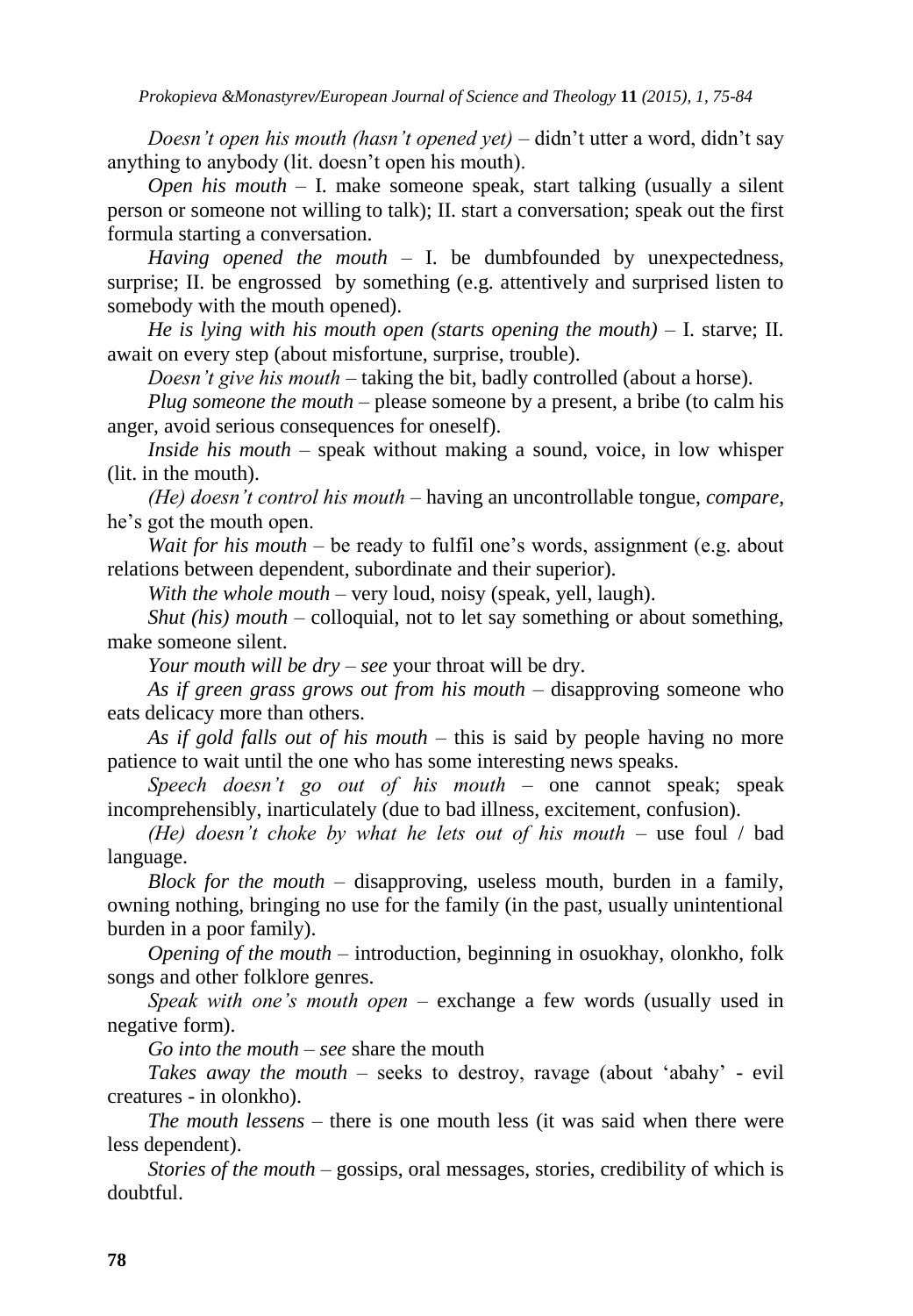*Doesn't open his mouth (hasn't opened yet)* – didn't utter a word, didn't say anything to anybody (lit. doesn't open his mouth).

*Open his mouth* – I. make someone speak, start talking (usually a silent person or someone not willing to talk); II. start a conversation; speak out the first formula starting a conversation.

*Having opened the mouth* – I. be dumbfounded by unexpectedness, surprise; II. be engrossed by something (e.g. attentively and surprised listen to somebody with the mouth opened).

*He is lying with his mouth open (starts opening the mouth)* – I. starve; II. await on every step (about misfortune, surprise, trouble).

*Doesn't give his mouth* – taking the bit, badly controlled (about a horse).

*Plug someone the mouth* – please someone by a present, a bribe (to calm his anger, avoid serious consequences for oneself).

*Inside his mouth* – speak without making a sound, voice, in low whisper (lit. in the mouth).

*(He) doesn't control his mouth* – having an uncontrollable tongue, *compare*, he's got the mouth open.

*Wait for his mouth* – be ready to fulfil one's words, assignment (e.g. about relations between dependent, subordinate and their superior).

*With the whole mouth* – very loud, noisy (speak, yell, laugh).

*Shut (his) mouth* – colloquial, not to let say something or about something, make someone silent.

*Your mouth will be dry* – *see* your throat will be dry.

*As if green grass grows out from his mouth* – disapproving someone who eats delicacy more than others.

*As if gold falls out of his mouth* – this is said by people having no more patience to wait until the one who has some interesting news speaks.

*Speech doesn't go out of his mouth* – one cannot speak; speak incomprehensibly, inarticulately (due to bad illness, excitement, confusion).

*(He) doesn't choke by what he lets out of his mouth* – use foul / bad language.

*Block for the mouth* – disapproving, useless mouth, burden in a family, owning nothing, bringing no use for the family (in the past, usually unintentional burden in a poor family).

*Opening of the mouth* – introduction, beginning in osuokhay, olonkho, folk songs and other folklore genres.

*Speak with one's mouth open* – exchange a few words (usually used in negative form).

*Go into the mouth* – *see* share the mouth

*Takes away the mouth* – seeks to destroy, ravage (about 'abahy' - evil creatures - in olonkho).

*The mouth lessens* – there is one mouth less (it was said when there were less dependent).

*Stories of the mouth* – gossips, oral messages, stories, credibility of which is doubtful.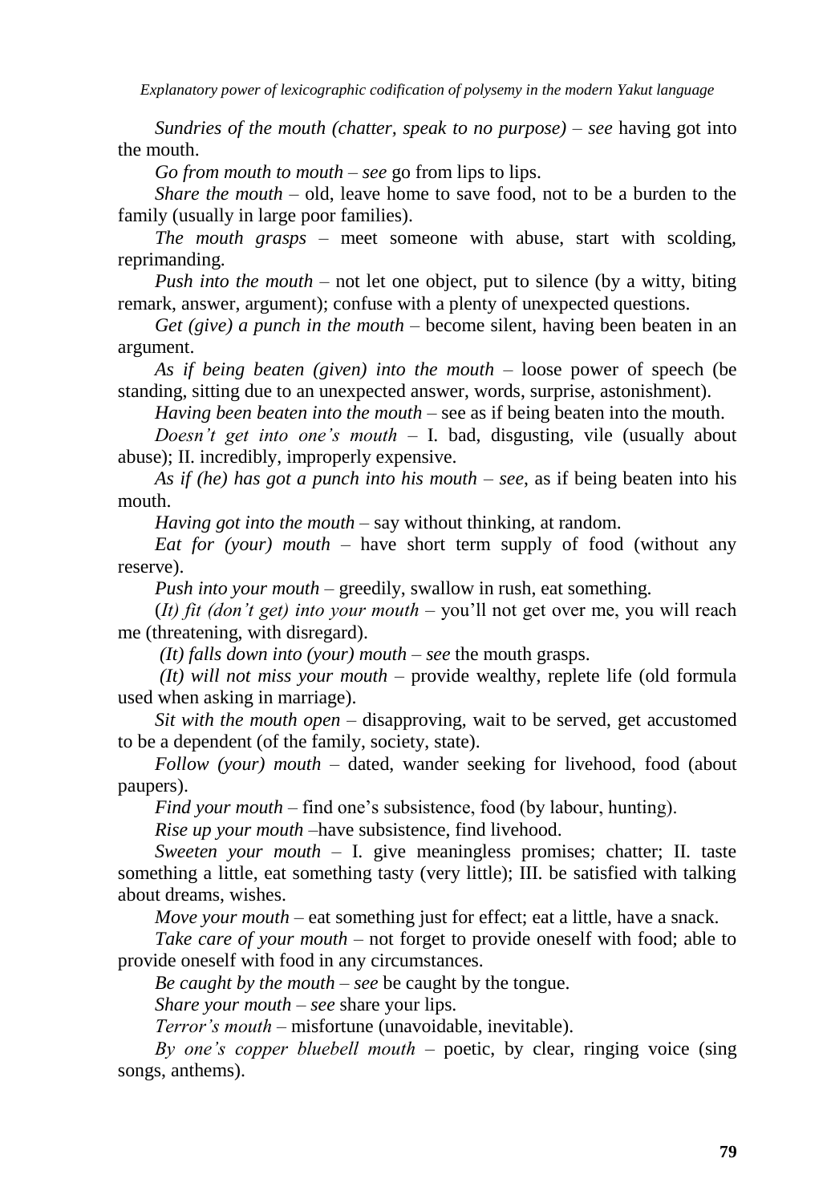*Sundries of the mouth (chatter, speak to no purpose)* – *see* having got into the mouth.

*Go from mouth to mouth* – *see* go from lips to lips.

*Share the mouth* – old, leave home to save food, not to be a burden to the family (usually in large poor families).

*The mouth grasps* – meet someone with abuse, start with scolding, reprimanding.

*Push into the mouth* – not let one object, put to silence (by a witty, biting remark, answer, argument); confuse with a plenty of unexpected questions.

*Get (give) a punch in the mouth* – become silent, having been beaten in an argument.

*As if being beaten (given) into the mouth* – loose power of speech (be standing, sitting due to an unexpected answer, words, surprise, astonishment).

*Having been beaten into the mouth* – see as if being beaten into the mouth.

*Doesn't get into one's mouth* – I. bad, disgusting, vile (usually about abuse); II. incredibly, improperly expensive.

*As if (he) has got a punch into his mouth* – *see*, as if being beaten into his mouth.

*Having got into the mouth* – say without thinking, at random.

*Eat for (your) mouth* – have short term supply of food (without any reserve).

*Push into your mouth* – greedily, swallow in rush, eat something.

(*It) fit (don't get) into your mouth* – you'll not get over me, you will reach me (threatening, with disregard).

*(It) falls down into (your) mouth* – *see* the mouth grasps.

*(It) will not miss your mouth* – provide wealthy, replete life (old formula used when asking in marriage).

*Sit with the mouth open* – disapproving, wait to be served, get accustomed to be a dependent (of the family, society, state).

*Follow (your) mouth* – dated, wander seeking for livehood, food (about paupers).

*Find your mouth* – find one's subsistence, food (by labour, hunting).

*Rise up your mouth* –have subsistence, find livehood.

*Sweeten your mouth* – I. give meaningless promises; chatter; II. taste something a little, eat something tasty (very little); III. be satisfied with talking about dreams, wishes.

*Move your mouth* – eat something just for effect; eat a little, have a snack.

*Take care of your mouth* – not forget to provide oneself with food; able to provide oneself with food in any circumstances.

*Be caught by the mouth* – *see* be caught by the tongue.

*Share your mouth* – *see* share your lips.

*Terror's mouth* – misfortune (unavoidable, inevitable).

*By one's copper bluebell mouth* – poetic, by clear, ringing voice (sing songs, anthems).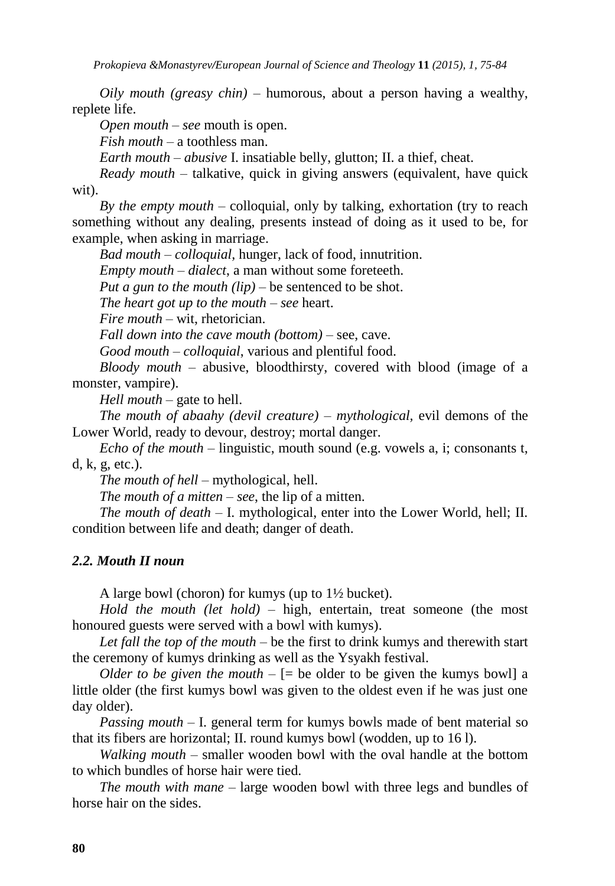*Oily mouth (greasy chin)* – humorous, about a person having a wealthy, replete life.

*Open mouth* – *see* mouth is open.

*Fish mouth* – a toothless man.

*Earth mouth* – *abusive* I. insatiable belly, glutton; II. a thief, cheat.

*Ready mouth* – talkative, quick in giving answers (equivalent, have quick wit).

*By the empty mouth* – colloquial, only by talking, exhortation (try to reach something without any dealing, presents instead of doing as it used to be, for example, when asking in marriage.

*Bad mouth* – *colloquial*, hunger, lack of food, innutrition.

*Empty mouth* – *dialect*, a man without some foreteeth.

*Put a gun to the mouth (lip)* – be sentenced to be shot.

*The heart got up to the mouth* – *see* heart.

*Fire mouth* – wit, rhetorician.

*Fall down into the cave mouth (bottom)* – see, cave.

*Good mouth* – *colloquial*, various and plentiful food.

*Bloody mouth* – abusive, bloodthirsty, covered with blood (image of a monster, vampire).

*Hell mouth* – gate to hell.

*The mouth of abaahy (devil creature)* – *mythological*, evil demons of the Lower World, ready to devour, destroy; mortal danger.

*Echo of the mouth* – linguistic, mouth sound (e.g. vowels a, i; consonants t, d, k, g, etc.).

*The mouth of hell* – mythological, hell.

*The mouth of a mitten* – *see*, the lip of a mitten.

*The mouth of death* – I. mythological, enter into the Lower World, hell; II. condition between life and death; danger of death.

### *2.2. Mouth II noun*

A large bowl (choron) for kumys (up to 1½ bucket).

*Hold the mouth (let hold)* – high, entertain, treat someone (the most honoured guests were served with a bowl with kumys).

*Let fall the top of the mouth* – be the first to drink kumys and therewith start the ceremony of kumys drinking as well as the Ysyakh festival.

*Older to be given the mouth* – [= be older to be given the kumys bowl] a little older (the first kumys bowl was given to the oldest even if he was just one day older).

*Passing mouth* – I. general term for kumys bowls made of bent material so that its fibers are horizontal; II. round kumys bowl (wodden, up to 16 l).

*Walking mouth* – smaller wooden bowl with the oval handle at the bottom to which bundles of horse hair were tied.

*The mouth with mane* – large wooden bowl with three legs and bundles of horse hair on the sides.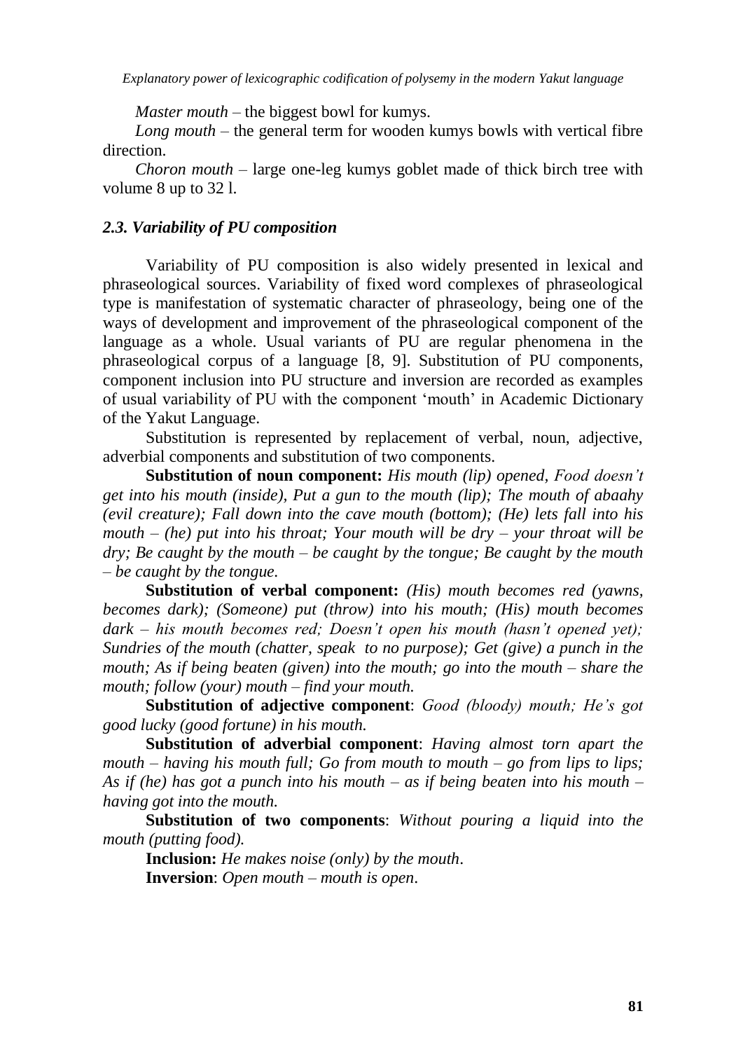*Master mouth* – the biggest bowl for kumys.

*Long mouth* – the general term for wooden kumys bowls with vertical fibre direction.

*Choron mouth* – large one-leg kumys goblet made of thick birch tree with volume 8 up to 32 l.

### *2.3. Variability of PU composition*

Variability of PU composition is also widely presented in lexical and phraseological sources. Variability of fixed word complexes of phraseological type is manifestation of systematic character of phraseology, being one of the ways of development and improvement of the phraseological component of the language as a whole. Usual variants of PU are regular phenomena in the phraseological corpus of a language [8, 9]. Substitution of PU components, component inclusion into PU structure and inversion are recorded as examples of usual variability of PU with the component 'mouth' in Academic Dictionary of the Yakut Language.

Substitution is represented by replacement of verbal, noun, adjective, adverbial components and substitution of two components.

**Substitution of noun component:** *His mouth (lip) opened, Food doesn't get into his mouth (inside), Put a gun to the mouth (lip); The mouth of abaahy (evil creature); Fall down into the cave mouth (bottom); (He) lets fall into his mouth – (he) put into his throat; Your mouth will be dry – your throat will be dry; Be caught by the mouth – be caught by the tongue; Be caught by the mouth – be caught by the tongue.*

**Substitution of verbal component:** *(His) mouth becomes red (yawns, becomes dark); (Someone) put (throw) into his mouth; (His) mouth becomes dark – his mouth becomes red; Doesn't open his mouth (hasn't opened yet); Sundries of the mouth (chatter, speak to no purpose); Get (give) a punch in the mouth; As if being beaten (given) into the mouth; go into the mouth – share the mouth; follow (your) mouth – find your mouth.*

**Substitution of adjective component**: *Good (bloody) mouth; He's got good lucky (good fortune) in his mouth.*

**Substitution of adverbial component**: *Having almost torn apart the mouth – having his mouth full; Go from mouth to mouth – go from lips to lips; As if (he) has got a punch into his mouth – as if being beaten into his mouth – having got into the mouth.*

**Substitution of two components**: *Without pouring a liquid into the mouth (putting food).*

**Inclusion:** *He makes noise (only) by the mouth*.

**Inversion**: *Open mouth – mouth is open*.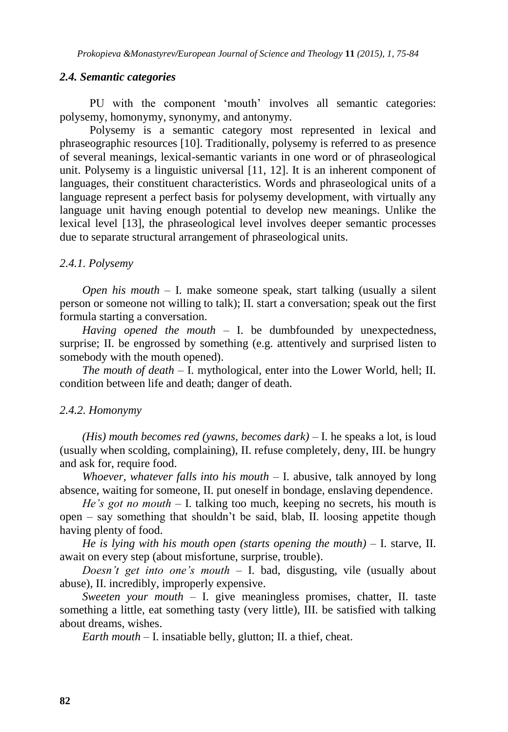### *2.4. Semantic categories*

PU with the component 'mouth' involves all semantic categories: polysemy, homonymy, synonymy, and antonymy.

Polysemy is a semantic category most represented in lexical and phraseographic resources [10]. Traditionally, polysemy is referred to as presence of several meanings, lexical-semantic variants in one word or of phraseological unit. Polysemy is a linguistic universal [11, 12]. It is an inherent component of languages, their constituent characteristics. Words and phraseological units of a language represent a perfect basis for polysemy development, with virtually any language unit having enough potential to develop new meanings. Unlike the lexical level [13], the phraseological level involves deeper semantic processes due to separate structural arrangement of phraseological units.

#### *2.4.1. Polysemy*

*Open his mouth* – I. make someone speak, start talking (usually a silent person or someone not willing to talk); II. start a conversation; speak out the first formula starting a conversation.

*Having opened the mouth* – I. be dumbfounded by unexpectedness, surprise; II. be engrossed by something (e.g. attentively and surprised listen to somebody with the mouth opened).

*The mouth of death* – I. mythological, enter into the Lower World, hell; II. condition between life and death; danger of death.

#### *2.4.2. Homonymy*

*(His) mouth becomes red (yawns, becomes dark)* – I. he speaks a lot, is loud (usually when scolding, complaining), II. refuse completely, deny, III. be hungry and ask for, require food.

*Whoever, whatever falls into his mouth* – I. abusive, talk annoyed by long absence, waiting for someone, II. put oneself in bondage, enslaving dependence.

*He's got no mouth* – I. talking too much, keeping no secrets, his mouth is open – say something that shouldn't be said, blab, II. loosing appetite though having plenty of food.

*He is lying with his mouth open (starts opening the mouth)* – I. starve, II. await on every step (about misfortune, surprise, trouble).

*Doesn't get into one's mouth* – I. bad, disgusting, vile (usually about abuse), II. incredibly, improperly expensive.

*Sweeten your mouth* – I. give meaningless promises, chatter, II. taste something a little, eat something tasty (very little), III. be satisfied with talking about dreams, wishes.

*Earth mouth* – I. insatiable belly, glutton; II. a thief, cheat.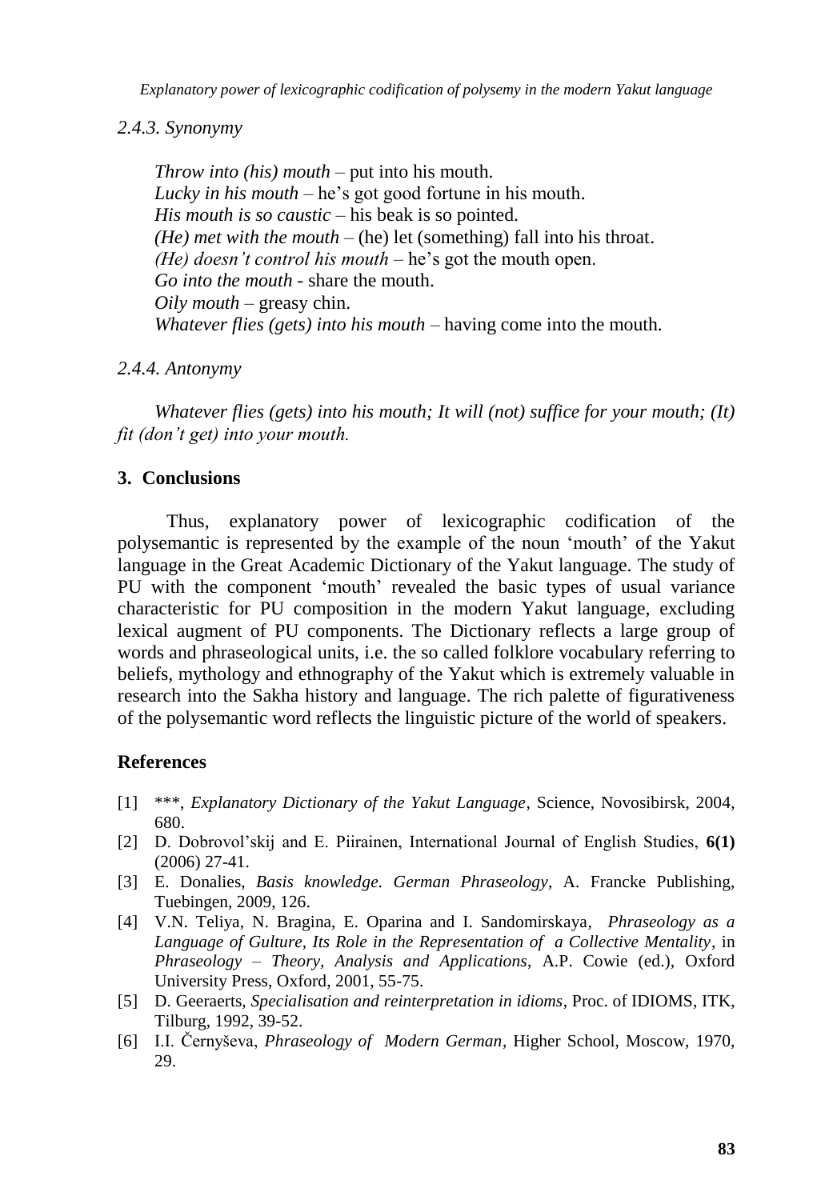*2.4.3. Synonymy*

*Throw into (his) mouth* – put into his mouth.
*Lucky in his mouth* – he's got good fortune in his mouth.
*His mouth is so caustic* – his beak is so pointed.
*(He) met with the mouth* – (he) let (something) fall into his throat.
*(He) doesn't control his mouth* – he's got the mouth open.
*Go into the mouth* - share the mouth.
*Oily mouth* – greasy chin.
*Whatever flies (gets) into his mouth* – having come into the mouth.

*2.4.4. Antonymy*

*Whatever flies (gets) into his mouth; It will (not) suffice for your mouth; (It) fit (don't get) into your mouth.*

## 3. Conclusions

Thus, explanatory power of lexicographic codification of the polysemantic is represented by the example of the noun 'mouth' of the Yakut language in the Great Academic Dictionary of the Yakut language. The study of PU with the component 'mouth' revealed the basic types of usual variance characteristic for PU composition in the modern Yakut language, excluding lexical augment of PU components. The Dictionary reflects a large group of words and phraseological units, i.e. the so called folklore vocabulary referring to beliefs, mythology and ethnography of the Yakut which is extremely valuable in research into the Sakha history and language. The rich palette of figurativeness of the polysemantic word reflects the linguistic picture of the world of speakers.

## References

[1] \*\*\*, *Explanatory Dictionary of the Yakut Language*, Science, Novosibirsk, 2004, 680.
[2] D. Dobrovol'skij and E. Piirainen, International Journal of English Studies, **6(1)** (2006) 27-41.
[3] E. Donalies, *Basis knowledge. German Phraseology*, A. Francke Publishing, Tuebingen, 2009, 126.
[4] V.N. Teliya, N. Bragina, E. Oparina and I. Sandomirskaya, *Phraseology as a Language of Gulture, Its Role in the Representation of a Collective Mentality*, in *Phraseology – Theory, Analysis and Applications*, A.P. Cowie (ed.), Oxford University Press, Oxford, 2001, 55-75.
[5] D. Geeraerts, *Specialisation and reinterpretation in idioms*, Proc. of IDIOMS, ITK, Tilburg, 1992, 39-52.
[6] I.I. Černyševa, *Phraseology of Modern German*, Higher School, Moscow, 1970, 29.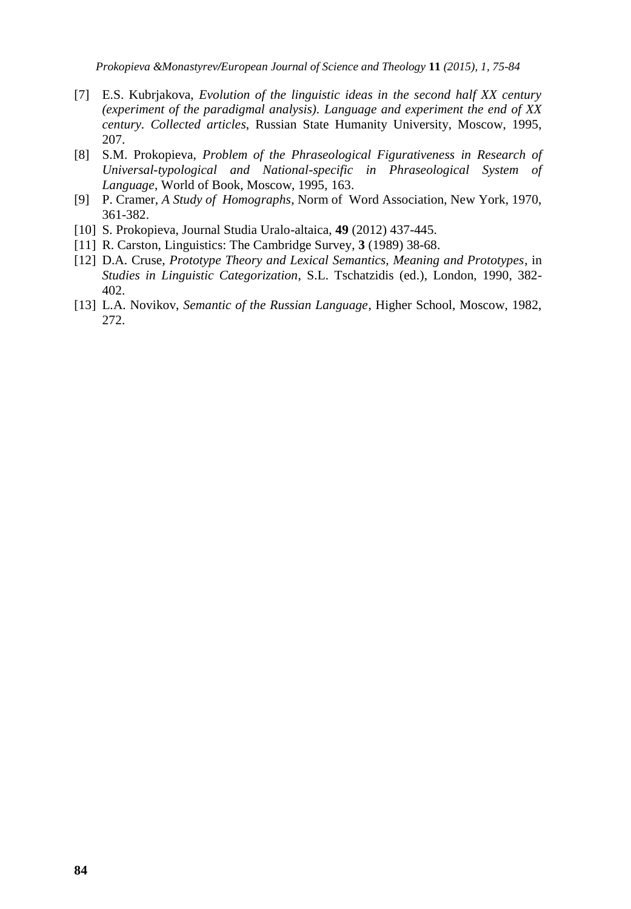[7] E.S. Kubrjakova, *Evolution of the linguistic ideas in the second half XX century (experiment of the paradigmal analysis). Language and experiment the end of XX century. Collected articles*, Russian State Humanity University, Moscow, 1995, 207.

[8] S.M. Prokopieva, *Problem of the Phraseological Figurativeness in Research of Universal-typological and National-specific in Phraseological System of Language*, World of Book, Moscow, 1995, 163.

[9] P. Cramer, *A Study of Homographs*, Norm of Word Association, New York, 1970, 361-382.

[10] S. Prokopieva, Journal Studia Uralo-altaica, **49** (2012) 437-445.

[11] R. Carston, Linguistics: The Cambridge Survey, **3** (1989) 38-68.

[12] D.A. Cruse, *Prototype Theory and Lexical Semantics, Meaning and Prototypes*, in *Studies in Linguistic Categorization*, S.L. Tschatzidis (ed.), London, 1990, 382-402.

[13] L.A. Novikov, *Semantic of the Russian Language*, Higher School, Moscow, 1982, 272.